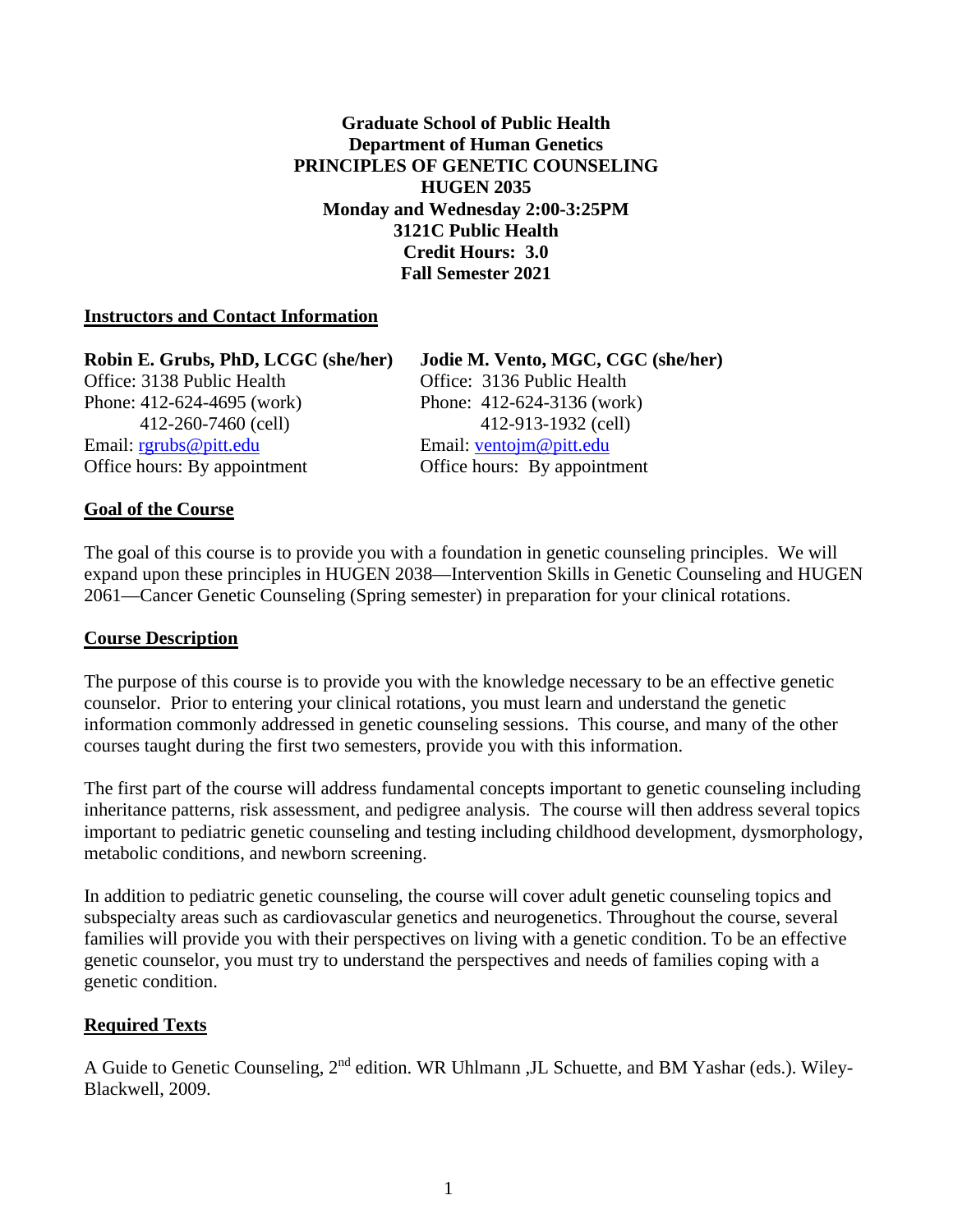**Graduate School of Public Health**
**Department of Human Genetics**
**PRINCIPLES OF GENETIC COUNSELING**
**HUGEN 2035**
**Monday and Wednesday 2:00-3:25PM**
**3121C Public Health**
**Credit Hours: 3.0**
**Fall Semester 2021**

## Instructors and Contact Information

**Robin E. Grubs, PhD, LCGC (she/her)**
Office: 3138 Public Health
Phone: 412-624-4695 (work)
412-260-7460 (cell)
Email: rgrubs@pitt.edu
Office hours: By appointment

**Jodie M. Vento, MGC, CGC (she/her)**
Office: 3136 Public Health
Phone: 412-624-3136 (work)
412-913-1932 (cell)
Email: ventojm@pitt.edu
Office hours: By appointment

## Goal of the Course

The goal of this course is to provide you with a foundation in genetic counseling principles. We will expand upon these principles in HUGEN 2038—Intervention Skills in Genetic Counseling and HUGEN 2061—Cancer Genetic Counseling (Spring semester) in preparation for your clinical rotations.

## Course Description

The purpose of this course is to provide you with the knowledge necessary to be an effective genetic counselor. Prior to entering your clinical rotations, you must learn and understand the genetic information commonly addressed in genetic counseling sessions. This course, and many of the other courses taught during the first two semesters, provide you with this information.

The first part of the course will address fundamental concepts important to genetic counseling including inheritance patterns, risk assessment, and pedigree analysis. The course will then address several topics important to pediatric genetic counseling and testing including childhood development, dysmorphology, metabolic conditions, and newborn screening.

In addition to pediatric genetic counseling, the course will cover adult genetic counseling topics and subspecialty areas such as cardiovascular genetics and neurogenetics. Throughout the course, several families will provide you with their perspectives on living with a genetic condition. To be an effective genetic counselor, you must try to understand the perspectives and needs of families coping with a genetic condition.

## Required Texts

A Guide to Genetic Counseling, 2nd edition. WR Uhlmann ,JL Schuette, and BM Yashar (eds.). Wiley-Blackwell, 2009.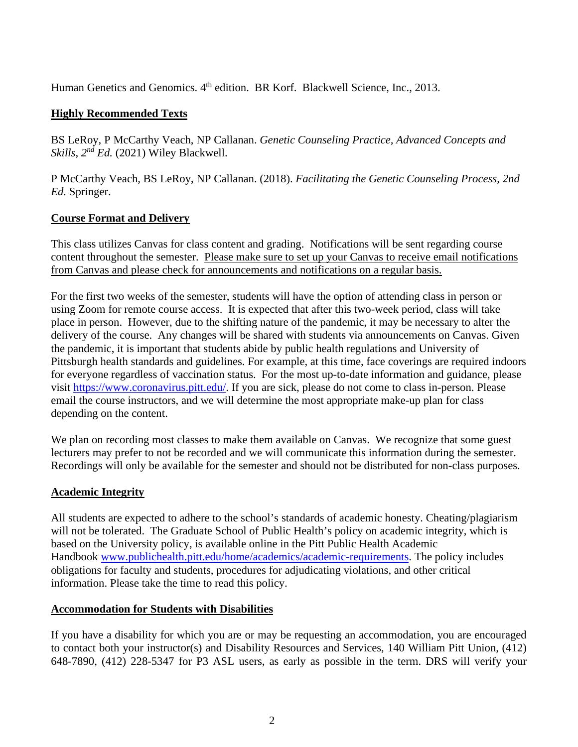Human Genetics and Genomics. 4th edition. BR Korf. Blackwell Science, Inc., 2013.

## Highly Recommended Texts

BS LeRoy, P McCarthy Veach, NP Callanan. *Genetic Counseling Practice, Advanced Concepts and Skills, 2nd Ed.* (2021) Wiley Blackwell.

P McCarthy Veach, BS LeRoy, NP Callanan. (2018). *Facilitating the Genetic Counseling Process, 2nd Ed.* Springer.

## Course Format and Delivery

This class utilizes Canvas for class content and grading. Notifications will be sent regarding course content throughout the semester. Please make sure to set up your Canvas to receive email notifications from Canvas and please check for announcements and notifications on a regular basis.

For the first two weeks of the semester, students will have the option of attending class in person or using Zoom for remote course access. It is expected that after this two-week period, class will take place in person. However, due to the shifting nature of the pandemic, it may be necessary to alter the delivery of the course. Any changes will be shared with students via announcements on Canvas. Given the pandemic, it is important that students abide by public health regulations and University of Pittsburgh health standards and guidelines. For example, at this time, face coverings are required indoors for everyone regardless of vaccination status. For the most up-to-date information and guidance, please visit https://www.coronavirus.pitt.edu/. If you are sick, please do not come to class in-person. Please email the course instructors, and we will determine the most appropriate make-up plan for class depending on the content.

We plan on recording most classes to make them available on Canvas. We recognize that some guest lecturers may prefer to not be recorded and we will communicate this information during the semester. Recordings will only be available for the semester and should not be distributed for non-class purposes.

## Academic Integrity

All students are expected to adhere to the school's standards of academic honesty. Cheating/plagiarism will not be tolerated. The Graduate School of Public Health's policy on academic integrity, which is based on the University policy, is available online in the Pitt Public Health Academic Handbook www.publichealth.pitt.edu/home/academics/academic-requirements. The policy includes obligations for faculty and students, procedures for adjudicating violations, and other critical information. Please take the time to read this policy.

## Accommodation for Students with Disabilities

If you have a disability for which you are or may be requesting an accommodation, you are encouraged to contact both your instructor(s) and Disability Resources and Services, 140 William Pitt Union, (412) 648-7890, (412) 228-5347 for P3 ASL users, as early as possible in the term. DRS will verify your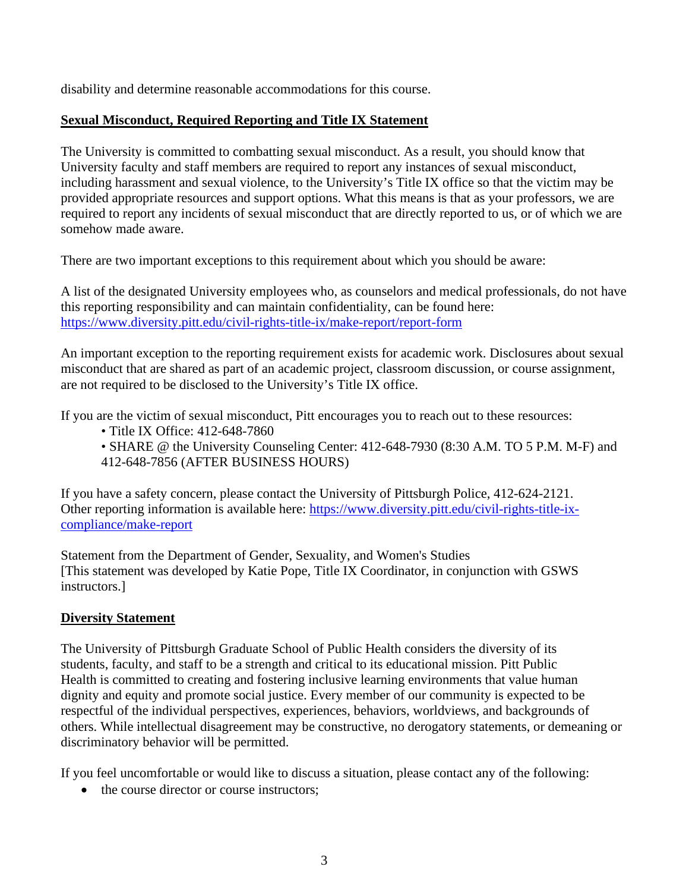disability and determine reasonable accommodations for this course.

## Sexual Misconduct, Required Reporting and Title IX Statement

The University is committed to combatting sexual misconduct. As a result, you should know that University faculty and staff members are required to report any instances of sexual misconduct, including harassment and sexual violence, to the University's Title IX office so that the victim may be provided appropriate resources and support options. What this means is that as your professors, we are required to report any incidents of sexual misconduct that are directly reported to us, or of which we are somehow made aware.

There are two important exceptions to this requirement about which you should be aware:

A list of the designated University employees who, as counselors and medical professionals, do not have this reporting responsibility and can maintain confidentiality, can be found here: [https://www.diversity.pitt.edu/civil-rights-title-ix/make-report/report-form](https://www.diversity.pitt.edu/civil-rights-title-ix/make-report/report-form)

An important exception to the reporting requirement exists for academic work. Disclosures about sexual misconduct that are shared as part of an academic project, classroom discussion, or course assignment, are not required to be disclosed to the University's Title IX office.

If you are the victim of sexual misconduct, Pitt encourages you to reach out to these resources:

- Title IX Office: 412-648-7860
- SHARE @ the University Counseling Center: 412-648-7930 (8:30 A.M. TO 5 P.M. M-F) and 412-648-7856 (AFTER BUSINESS HOURS)

If you have a safety concern, please contact the University of Pittsburgh Police, 412-624-2121. Other reporting information is available here: [https://www.diversity.pitt.edu/civil-rights-title-ix-compliance/make-report](https://www.diversity.pitt.edu/civil-rights-title-ix-compliance/make-report)

Statement from the Department of Gender, Sexuality, and Women's Studies
[This statement was developed by Katie Pope, Title IX Coordinator, in conjunction with GSWS instructors.]

## Diversity Statement

The University of Pittsburgh Graduate School of Public Health considers the diversity of its students, faculty, and staff to be a strength and critical to its educational mission. Pitt Public Health is committed to creating and fostering inclusive learning environments that value human dignity and equity and promote social justice. Every member of our community is expected to be respectful of the individual perspectives, experiences, behaviors, worldviews, and backgrounds of others. While intellectual disagreement may be constructive, no derogatory statements, or demeaning or discriminatory behavior will be permitted.

If you feel uncomfortable or would like to discuss a situation, please contact any of the following:

- the course director or course instructors;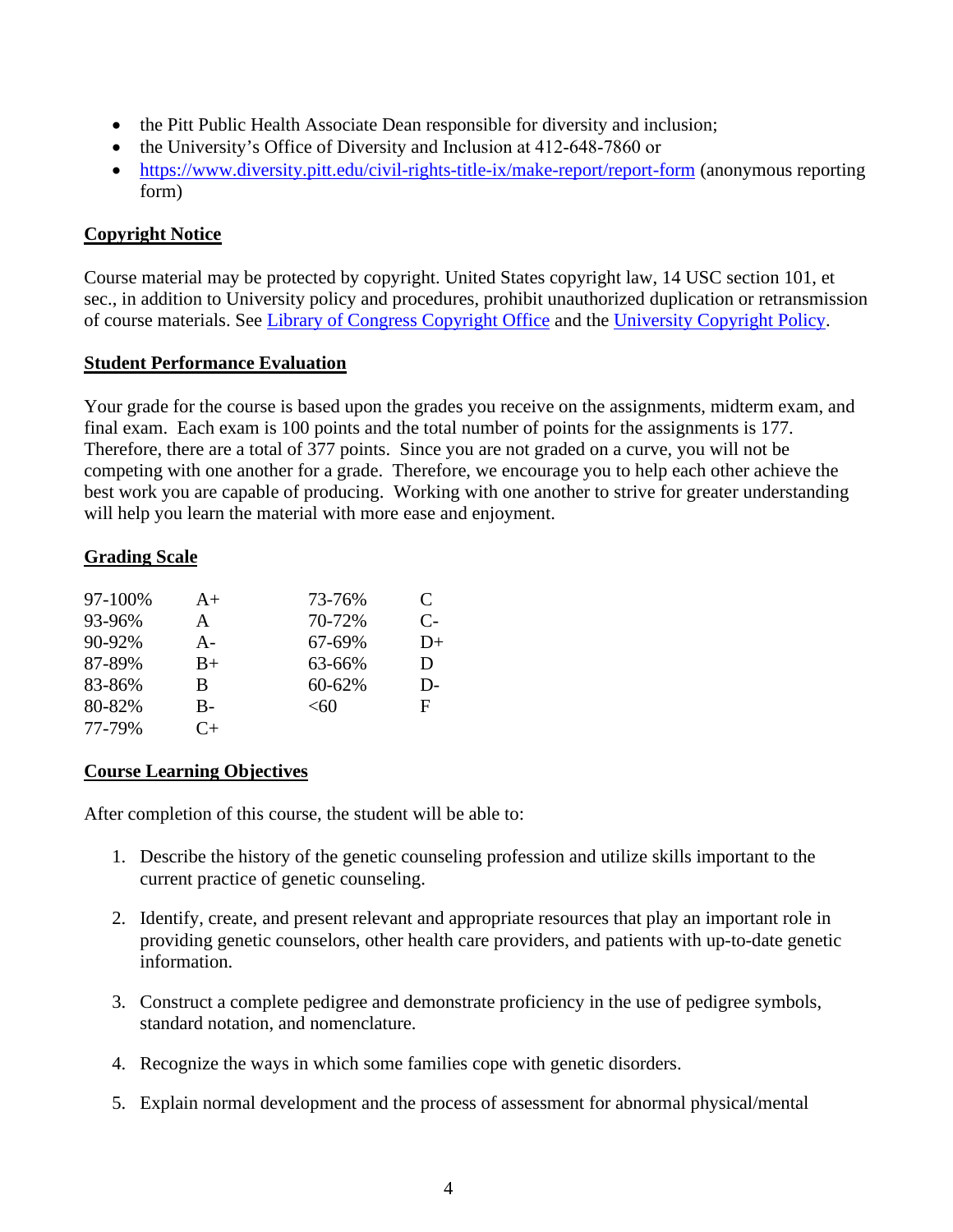- the Pitt Public Health Associate Dean responsible for diversity and inclusion;
- the University's Office of Diversity and Inclusion at 412-648-7860 or
- https://www.diversity.pitt.edu/civil-rights-title-ix/make-report/report-form (anonymous reporting form)

## Copyright Notice

Course material may be protected by copyright. United States copyright law, 14 USC section 101, et sec., in addition to University policy and procedures, prohibit unauthorized duplication or retransmission of course materials. See Library of Congress Copyright Office and the University Copyright Policy.

## Student Performance Evaluation

Your grade for the course is based upon the grades you receive on the assignments, midterm exam, and final exam. Each exam is 100 points and the total number of points for the assignments is 177. Therefore, there are a total of 377 points. Since you are not graded on a curve, you will not be competing with one another for a grade. Therefore, we encourage you to help each other achieve the best work you are capable of producing. Working with one another to strive for greater understanding will help you learn the material with more ease and enjoyment.

## Grading Scale

| | | | |
|---|---|---|---|
| 97-100% | A+ | 73-76% | C |
| 93-96% | A | 70-72% | C- |
| 90-92% | A- | 67-69% | D+ |
| 87-89% | B+ | 63-66% | D |
| 83-86% | B | 60-62% | D- |
| 80-82% | B- | <60 | F |
| 77-79% | C+ | | |

## Course Learning Objectives

After completion of this course, the student will be able to:

1. Describe the history of the genetic counseling profession and utilize skills important to the current practice of genetic counseling.
2. Identify, create, and present relevant and appropriate resources that play an important role in providing genetic counselors, other health care providers, and patients with up-to-date genetic information.
3. Construct a complete pedigree and demonstrate proficiency in the use of pedigree symbols, standard notation, and nomenclature.
4. Recognize the ways in which some families cope with genetic disorders.
5. Explain normal development and the process of assessment for abnormal physical/mental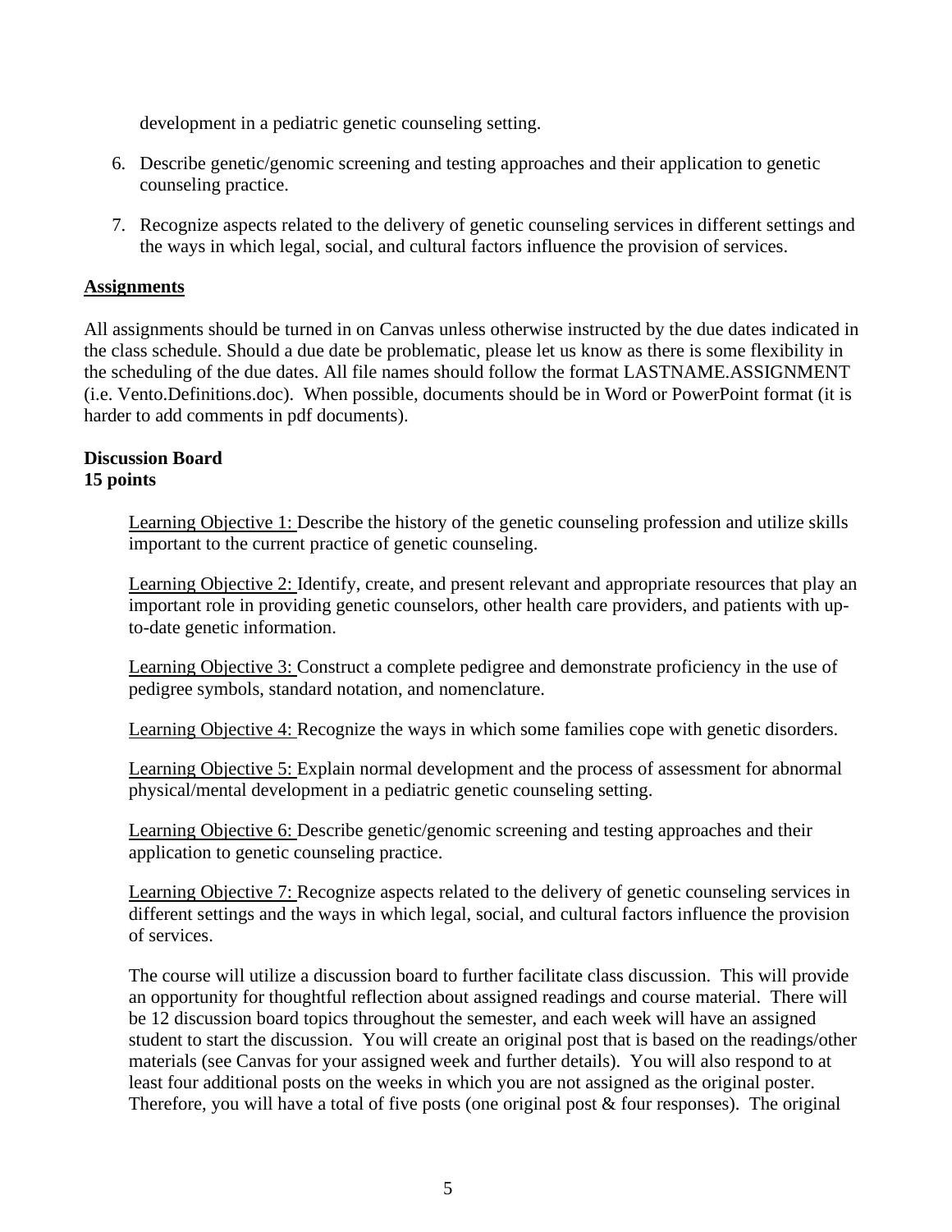development in a pediatric genetic counseling setting.

6. Describe genetic/genomic screening and testing approaches and their application to genetic counseling practice.
7. Recognize aspects related to the delivery of genetic counseling services in different settings and the ways in which legal, social, and cultural factors influence the provision of services.

## Assignments

All assignments should be turned in on Canvas unless otherwise instructed by the due dates indicated in the class schedule. Should a due date be problematic, please let us know as there is some flexibility in the scheduling of the due dates. All file names should follow the format LASTNAME.ASSIGNMENT (i.e. Vento.Definitions.doc). When possible, documents should be in Word or PowerPoint format (it is harder to add comments in pdf documents).

**Discussion Board**
**15 points**

Learning Objective 1: Describe the history of the genetic counseling profession and utilize skills important to the current practice of genetic counseling.

Learning Objective 2: Identify, create, and present relevant and appropriate resources that play an important role in providing genetic counselors, other health care providers, and patients with up-to-date genetic information.

Learning Objective 3: Construct a complete pedigree and demonstrate proficiency in the use of pedigree symbols, standard notation, and nomenclature.

Learning Objective 4: Recognize the ways in which some families cope with genetic disorders.

Learning Objective 5: Explain normal development and the process of assessment for abnormal physical/mental development in a pediatric genetic counseling setting.

Learning Objective 6: Describe genetic/genomic screening and testing approaches and their application to genetic counseling practice.

Learning Objective 7: Recognize aspects related to the delivery of genetic counseling services in different settings and the ways in which legal, social, and cultural factors influence the provision of services.

The course will utilize a discussion board to further facilitate class discussion. This will provide an opportunity for thoughtful reflection about assigned readings and course material. There will be 12 discussion board topics throughout the semester, and each week will have an assigned student to start the discussion. You will create an original post that is based on the readings/other materials (see Canvas for your assigned week and further details). You will also respond to at least four additional posts on the weeks in which you are not assigned as the original poster. Therefore, you will have a total of five posts (one original post & four responses). The original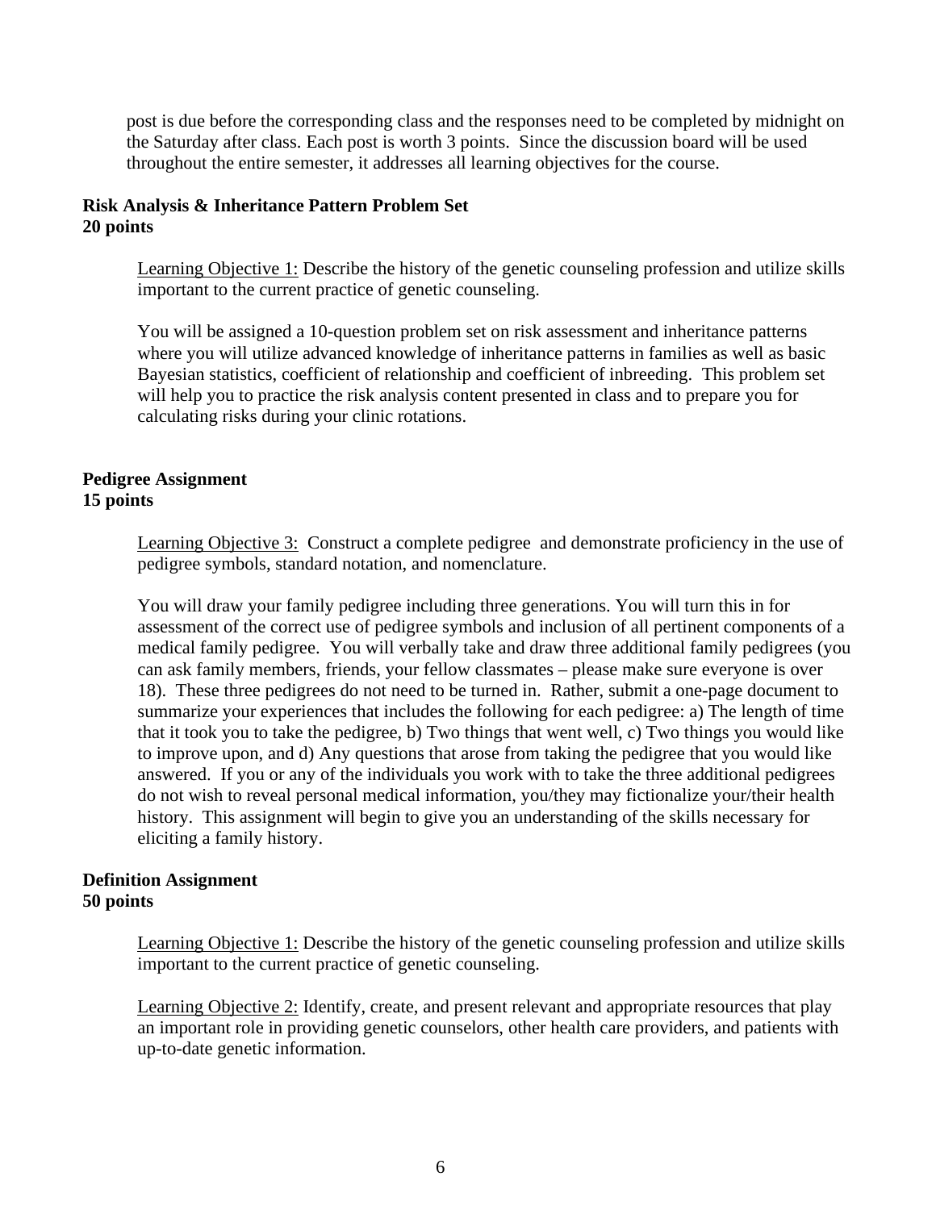post is due before the corresponding class and the responses need to be completed by midnight on the Saturday after class. Each post is worth 3 points. Since the discussion board will be used throughout the entire semester, it addresses all learning objectives for the course.

**Risk Analysis & Inheritance Pattern Problem Set**
**20 points**

Learning Objective 1: Describe the history of the genetic counseling profession and utilize skills important to the current practice of genetic counseling.

You will be assigned a 10-question problem set on risk assessment and inheritance patterns where you will utilize advanced knowledge of inheritance patterns in families as well as basic Bayesian statistics, coefficient of relationship and coefficient of inbreeding. This problem set will help you to practice the risk analysis content presented in class and to prepare you for calculating risks during your clinic rotations.

**Pedigree Assignment**
**15 points**

Learning Objective 3: Construct a complete pedigree and demonstrate proficiency in the use of pedigree symbols, standard notation, and nomenclature.

You will draw your family pedigree including three generations. You will turn this in for assessment of the correct use of pedigree symbols and inclusion of all pertinent components of a medical family pedigree. You will verbally take and draw three additional family pedigrees (you can ask family members, friends, your fellow classmates – please make sure everyone is over 18). These three pedigrees do not need to be turned in. Rather, submit a one-page document to summarize your experiences that includes the following for each pedigree: a) The length of time that it took you to take the pedigree, b) Two things that went well, c) Two things you would like to improve upon, and d) Any questions that arose from taking the pedigree that you would like answered. If you or any of the individuals you work with to take the three additional pedigrees do not wish to reveal personal medical information, you/they may fictionalize your/their health history. This assignment will begin to give you an understanding of the skills necessary for eliciting a family history.

**Definition Assignment**
**50 points**

Learning Objective 1: Describe the history of the genetic counseling profession and utilize skills important to the current practice of genetic counseling.

Learning Objective 2: Identify, create, and present relevant and appropriate resources that play an important role in providing genetic counselors, other health care providers, and patients with up-to-date genetic information.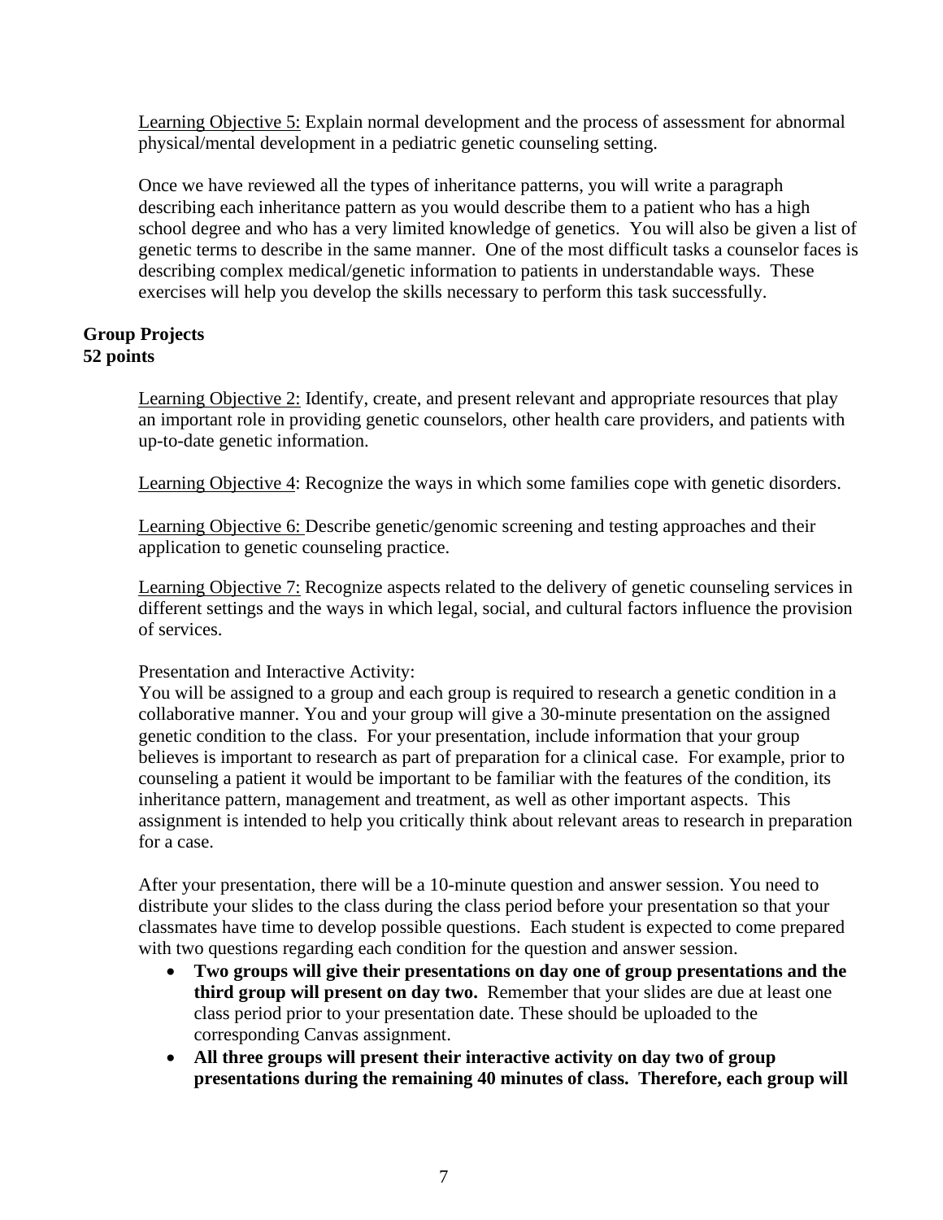Learning Objective 5: Explain normal development and the process of assessment for abnormal physical/mental development in a pediatric genetic counseling setting.

Once we have reviewed all the types of inheritance patterns, you will write a paragraph describing each inheritance pattern as you would describe them to a patient who has a high school degree and who has a very limited knowledge of genetics. You will also be given a list of genetic terms to describe in the same manner. One of the most difficult tasks a counselor faces is describing complex medical/genetic information to patients in understandable ways. These exercises will help you develop the skills necessary to perform this task successfully.

**Group Projects**
**52 points**

Learning Objective 2: Identify, create, and present relevant and appropriate resources that play an important role in providing genetic counselors, other health care providers, and patients with up-to-date genetic information.

Learning Objective 4: Recognize the ways in which some families cope with genetic disorders.

Learning Objective 6: Describe genetic/genomic screening and testing approaches and their application to genetic counseling practice.

Learning Objective 7: Recognize aspects related to the delivery of genetic counseling services in different settings and the ways in which legal, social, and cultural factors influence the provision of services.

Presentation and Interactive Activity:
You will be assigned to a group and each group is required to research a genetic condition in a collaborative manner. You and your group will give a 30-minute presentation on the assigned genetic condition to the class. For your presentation, include information that your group believes is important to research as part of preparation for a clinical case. For example, prior to counseling a patient it would be important to be familiar with the features of the condition, its inheritance pattern, management and treatment, as well as other important aspects. This assignment is intended to help you critically think about relevant areas to research in preparation for a case.

After your presentation, there will be a 10-minute question and answer session. You need to distribute your slides to the class during the class period before your presentation so that your classmates have time to develop possible questions. Each student is expected to come prepared with two questions regarding each condition for the question and answer session.

- **Two groups will give their presentations on day one of group presentations and the third group will present on day two.** Remember that your slides are due at least one class period prior to your presentation date. These should be uploaded to the corresponding Canvas assignment.
- **All three groups will present their interactive activity on day two of group presentations during the remaining 40 minutes of class. Therefore, each group will**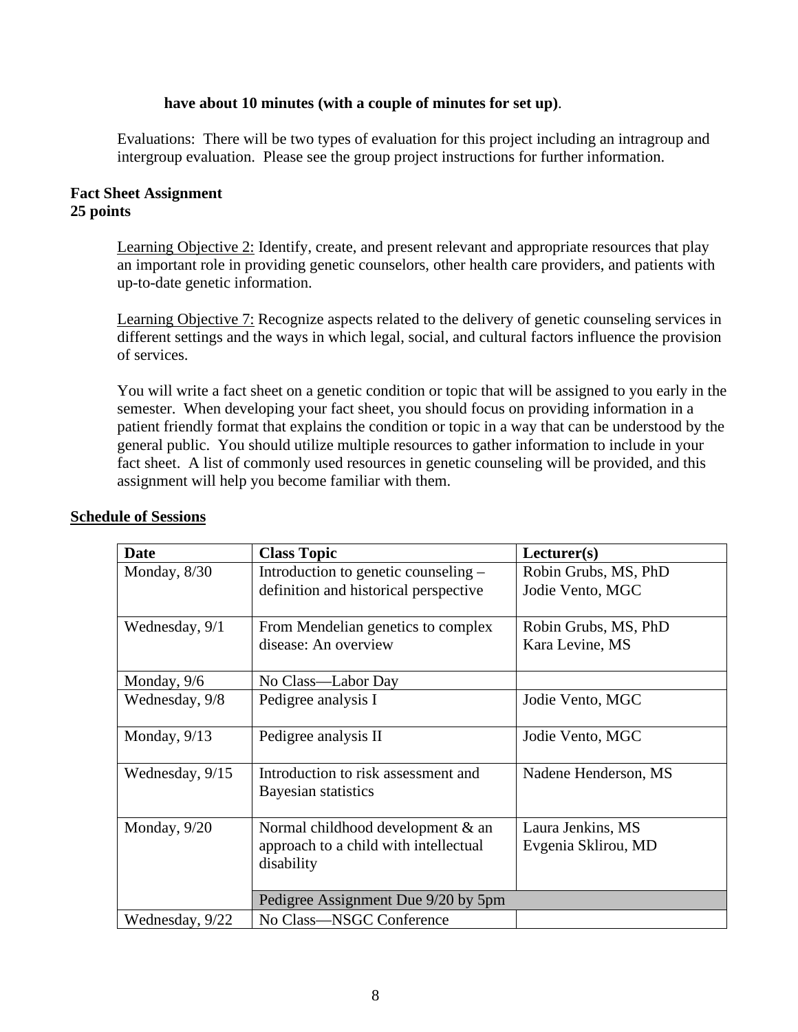**have about 10 minutes (with a couple of minutes for set up)**.

Evaluations: There will be two types of evaluation for this project including an intragroup and intergroup evaluation. Please see the group project instructions for further information.

**Fact Sheet Assignment**
**25 points**

Learning Objective 2: Identify, create, and present relevant and appropriate resources that play an important role in providing genetic counselors, other health care providers, and patients with up-to-date genetic information.

Learning Objective 7: Recognize aspects related to the delivery of genetic counseling services in different settings and the ways in which legal, social, and cultural factors influence the provision of services.

You will write a fact sheet on a genetic condition or topic that will be assigned to you early in the semester. When developing your fact sheet, you should focus on providing information in a patient friendly format that explains the condition or topic in a way that can be understood by the general public. You should utilize multiple resources to gather information to include in your fact sheet. A list of commonly used resources in genetic counseling will be provided, and this assignment will help you become familiar with them.

**Schedule of Sessions**

| Date | Class Topic | Lecturer(s) |
|---|---|---|
| Monday, 8/30 | Introduction to genetic counseling – definition and historical perspective | Robin Grubs, MS, PhD<br>Jodie Vento, MGC |
| Wednesday, 9/1 | From Mendelian genetics to complex disease: An overview | Robin Grubs, MS, PhD<br>Kara Levine, MS |
| Monday, 9/6 | No Class—Labor Day | |
| Wednesday, 9/8 | Pedigree analysis I | Jodie Vento, MGC |
| Monday, 9/13 | Pedigree analysis II | Jodie Vento, MGC |
| Wednesday, 9/15 | Introduction to risk assessment and Bayesian statistics | Nadene Henderson, MS |
| Monday, 9/20 | Normal childhood development & an approach to a child with intellectual disability | Laura Jenkins, MS<br>Evgenia Sklirou, MD |
| | Pedigree Assignment Due 9/20 by 5pm | |
| Wednesday, 9/22 | No Class—NSGC Conference | |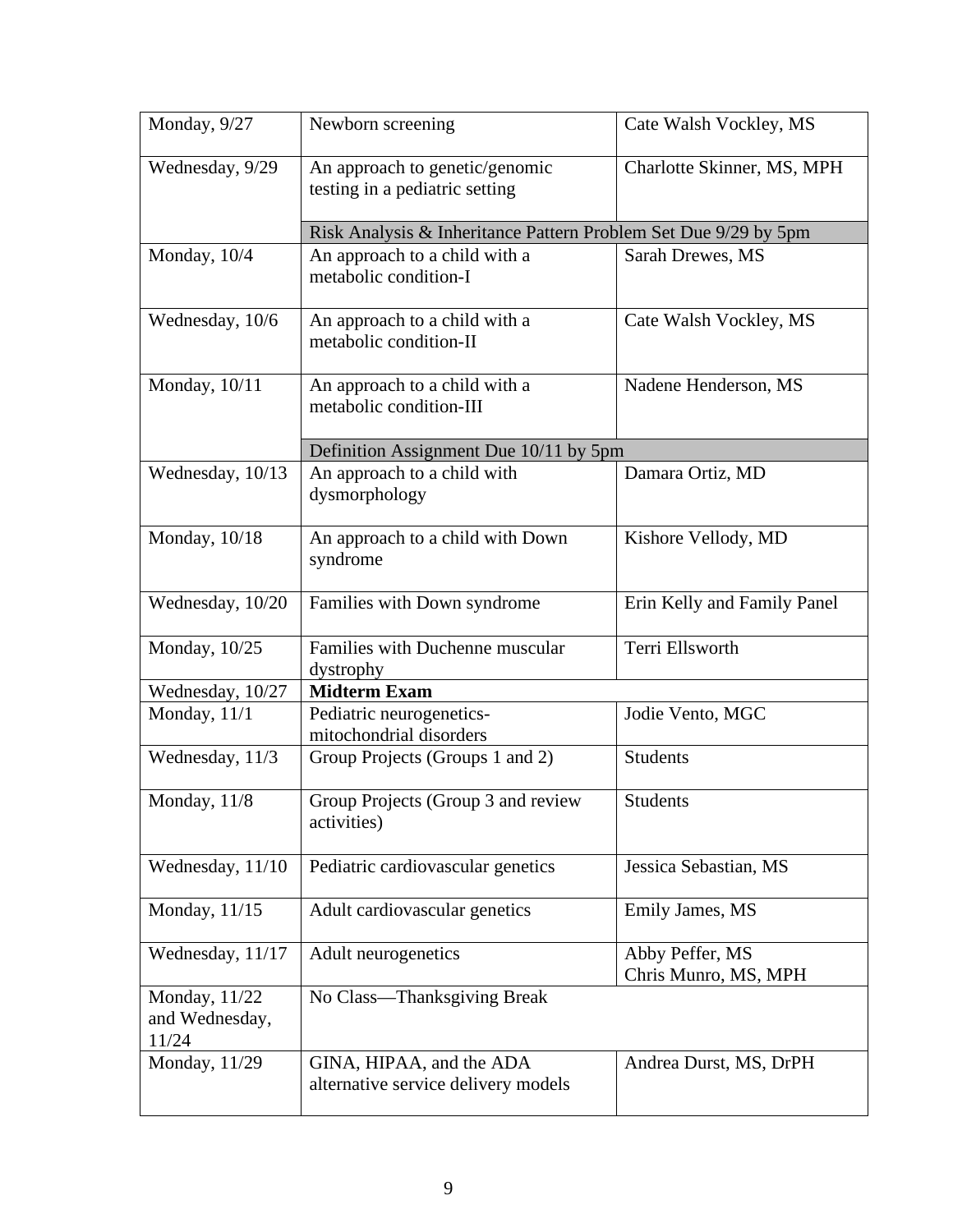| Monday, 9/27 | Newborn screening | Cate Walsh Vockley, MS |
|---|---|---|
| Wednesday, 9/29 | An approach to genetic/genomic testing in a pediatric setting | Charlotte Skinner, MS, MPH |
| | Risk Analysis & Inheritance Pattern Problem Set Due 9/29 by 5pm | |
| Monday, 10/4 | An approach to a child with a metabolic condition-I | Sarah Drewes, MS |
| Wednesday, 10/6 | An approach to a child with a metabolic condition-II | Cate Walsh Vockley, MS |
| Monday, 10/11 | An approach to a child with a metabolic condition-III | Nadene Henderson, MS |
| | Definition Assignment Due 10/11 by 5pm | |
| Wednesday, 10/13 | An approach to a child with dysmorphology | Damara Ortiz, MD |
| Monday, 10/18 | An approach to a child with Down syndrome | Kishore Vellody, MD |
| Wednesday, 10/20 | Families with Down syndrome | Erin Kelly and Family Panel |
| Monday, 10/25 | Families with Duchenne muscular dystrophy | Terri Ellsworth |
| Wednesday, 10/27 | **Midterm Exam** | |
| Monday, 11/1 | Pediatric neurogenetics-mitochondrial disorders | Jodie Vento, MGC |
| Wednesday, 11/3 | Group Projects (Groups 1 and 2) | Students |
| Monday, 11/8 | Group Projects (Group 3 and review activities) | Students |
| Wednesday, 11/10 | Pediatric cardiovascular genetics | Jessica Sebastian, MS |
| Monday, 11/15 | Adult cardiovascular genetics | Emily James, MS |
| Wednesday, 11/17 | Adult neurogenetics | Abby Peffer, MS<br>Chris Munro, MS, MPH |
| Monday, 11/22 and Wednesday, 11/24 | No Class—Thanksgiving Break | |
| Monday, 11/29 | GINA, HIPAA, and the ADA alternative service delivery models | Andrea Durst, MS, DrPH |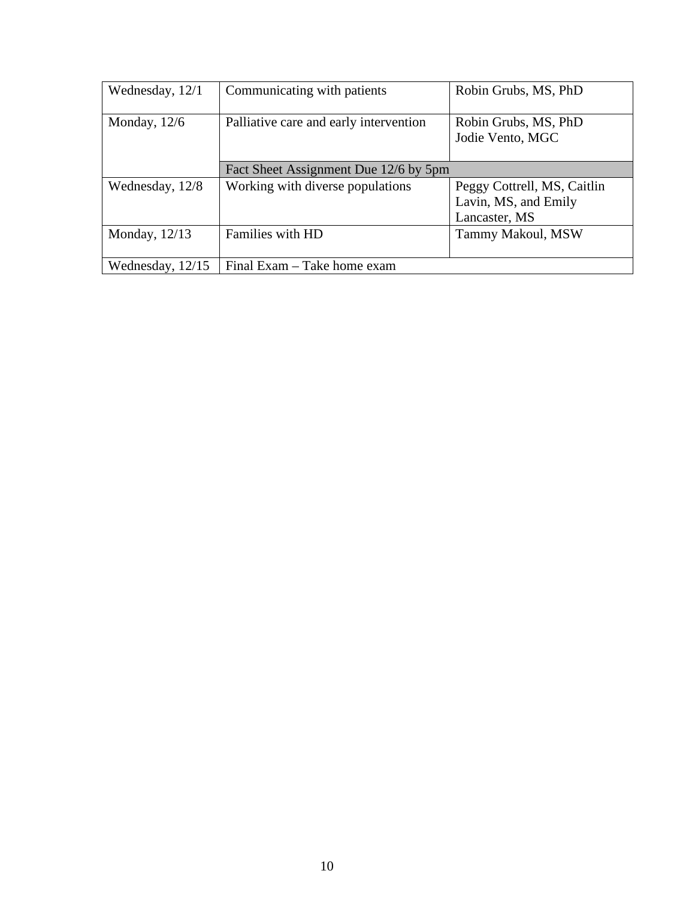| | | |
|---|---|---|
| Wednesday, 12/1 | Communicating with patients | Robin Grubs, MS, PhD |
| Monday, 12/6 | Palliative care and early intervention | Robin Grubs, MS, PhD<br>Jodie Vento, MGC |
| | Fact Sheet Assignment Due 12/6 by 5pm | |
| Wednesday, 12/8 | Working with diverse populations | Peggy Cottrell, MS, Caitlin Lavin, MS, and Emily Lancaster, MS |
| Monday, 12/13 | Families with HD | Tammy Makoul, MSW |
| Wednesday, 12/15 | Final Exam – Take home exam | |